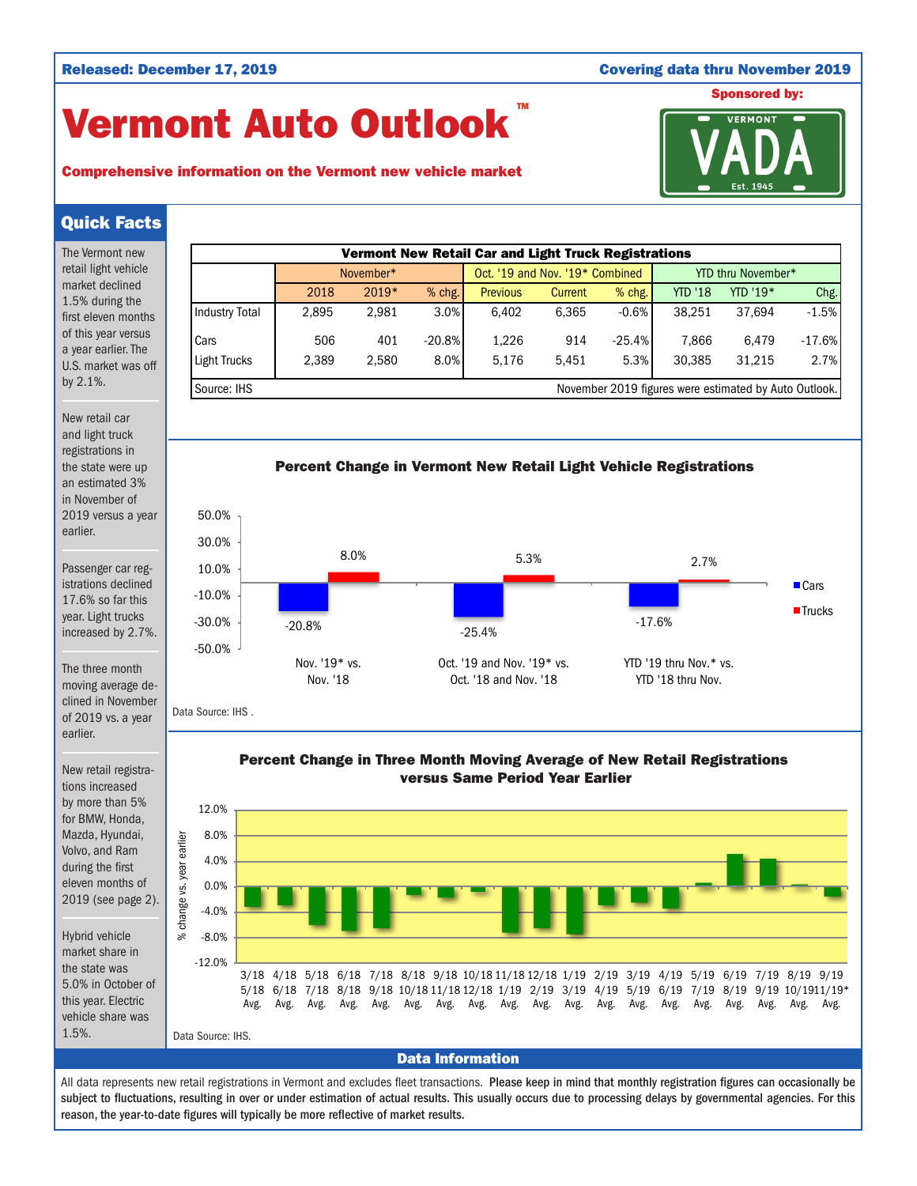Released: December 17, 2019

Covering data thru November 2019

# Vermont Auto Outlook™

**Comprehensive information on the Vermont new vehicle market**

Sponsored by: VERMONT VADA Est. 1945

## Quick Facts

The Vermont new retail light vehicle market declined 1.5% during the first eleven months of this year versus a year earlier. The U.S. market was off by 2.1%.

New retail car and light truck registrations in the state were up an estimated 3% in November of 2019 versus a year earlier.

Passenger car registrations declined 17.6% so far this year. Light trucks increased by 2.7%.

The three month moving average declined in November of 2019 vs. a year earlier.

New retail registrations increased by more than 5% for BMW, Honda, Mazda, Hyundai, Volvo, and Ram during the first eleven months of 2019 (see page 2).

Hybrid vehicle market share in the state was 5.0% in October of this year. Electric vehicle share was 1.5%.

**Vermont New Retail Car and Light Truck Registrations**

| | November* | | | Oct. '19 and Nov. '19* Combined | | | YTD thru November* | | |
|---|---|---|---|---|---|---|---|---|---|
| | 2018 | 2019* | % chg. | Previous | Current | % chg. | YTD '18 | YTD '19* | Chg. |
| Industry Total | 2,895 | 2,981 | 3.0% | 6,402 | 6,365 | -0.6% | 38,251 | 37,694 | -1.5% |
| Cars | 506 | 401 | -20.8% | 1,226 | 914 | -25.4% | 7,866 | 6,479 | -17.6% |
| Light Trucks | 2,389 | 2,580 | 8.0% | 5,176 | 5,451 | 5.3% | 30,385 | 31,215 | 2.7% |

Source: IHS. November 2019 figures were estimated by Auto Outlook.

**Percent Change in Vermont New Retail Light Vehicle Registrations**

| | Cars | Trucks |
|---|---|---|
| Nov. '19* vs. Nov. '18 | -20.8% | 8.0% |
| Oct. '19 and Nov. '19* vs. Oct. '18 and Nov. '18 | -25.4% | 5.3% |
| YTD '19 thru Nov.* vs. YTD '18 thru Nov. | -17.6% | 2.7% |

Data Source: IHS .

**Percent Change in Three Month Moving Average of New Retail Registrations versus Same Period Year Earlier**

(Bar chart, % change vs. year earlier, periods 3/18–5/18 Avg. through 9/19–11/19* Avg.)

Data Source: IHS.

## Data Information

All data represents new retail registrations in Vermont and excludes fleet transactions. **Please keep in mind that monthly registration figures can occasionally be subject to fluctuations, resulting in over or under estimation of actual results. This usually occurs due to processing delays by governmental agencies. For this reason, the year-to-date figures will typically be more reflective of market results.**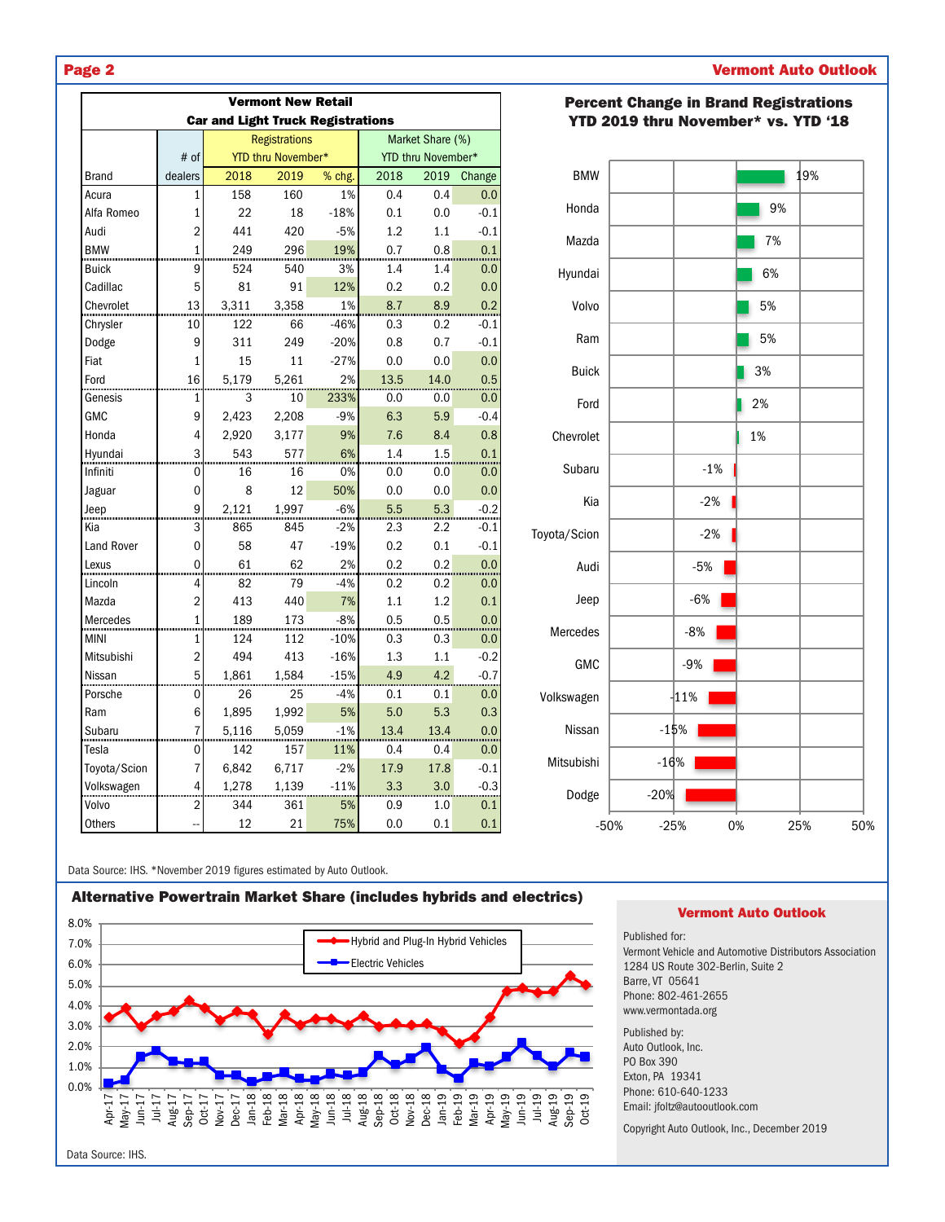## Vermont New Retail Car and Light Truck Registrations

| Brand | # of dealers | Registrations YTD thru November* 2018 | 2019 | % chg. | Market Share (%) YTD thru November* 2018 | 2019 | Change |
|---|---|---|---|---|---|---|---|
| Acura | 1 | 158 | 160 | 1% | 0.4 | 0.4 | 0.0 |
| Alfa Romeo | 1 | 22 | 18 | -18% | 0.1 | 0.0 | -0.1 |
| Audi | 2 | 441 | 420 | -5% | 1.2 | 1.1 | -0.1 |
| BMW | 1 | 249 | 296 | 19% | 0.7 | 0.8 | 0.1 |
| Buick | 9 | 524 | 540 | 3% | 1.4 | 1.4 | 0.0 |
| Cadillac | 5 | 81 | 91 | 12% | 0.2 | 0.2 | 0.0 |
| Chevrolet | 13 | 3,311 | 3,358 | 1% | 8.7 | 8.9 | 0.2 |
| Chrysler | 10 | 122 | 66 | -46% | 0.3 | 0.2 | -0.1 |
| Dodge | 9 | 311 | 249 | -20% | 0.8 | 0.7 | -0.1 |
| Fiat | 1 | 15 | 11 | -27% | 0.0 | 0.0 | 0.0 |
| Ford | 16 | 5,179 | 5,261 | 2% | 13.5 | 14.0 | 0.5 |
| Genesis | 1 | 3 | 10 | 233% | 0.0 | 0.0 | 0.0 |
| GMC | 9 | 2,423 | 2,208 | -9% | 6.3 | 5.9 | -0.4 |
| Honda | 4 | 2,920 | 3,177 | 9% | 7.6 | 8.4 | 0.8 |
| Hyundai | 3 | 543 | 577 | 6% | 1.4 | 1.5 | 0.1 |
| Infiniti | 0 | 16 | 16 | 0% | 0.0 | 0.0 | 0.0 |
| Jaguar | 0 | 8 | 12 | 50% | 0.0 | 0.0 | 0.0 |
| Jeep | 9 | 2,121 | 1,997 | -6% | 5.5 | 5.3 | -0.2 |
| Kia | 3 | 865 | 845 | -2% | 2.3 | 2.2 | -0.1 |
| Land Rover | 0 | 58 | 47 | -19% | 0.2 | 0.1 | -0.1 |
| Lexus | 0 | 61 | 62 | 2% | 0.2 | 0.2 | 0.0 |
| Lincoln | 4 | 82 | 79 | -4% | 0.2 | 0.2 | 0.0 |
| Mazda | 2 | 413 | 440 | 7% | 1.1 | 1.2 | 0.1 |
| Mercedes | 1 | 189 | 173 | -8% | 0.5 | 0.5 | 0.0 |
| MINI | 1 | 124 | 112 | -10% | 0.3 | 0.3 | 0.0 |
| Mitsubishi | 2 | 494 | 413 | -16% | 1.3 | 1.1 | -0.2 |
| Nissan | 5 | 1,861 | 1,584 | -15% | 4.9 | 4.2 | -0.7 |
| Porsche | 0 | 26 | 25 | -4% | 0.1 | 0.1 | 0.0 |
| Ram | 6 | 1,895 | 1,992 | 5% | 5.0 | 5.3 | 0.3 |
| Subaru | 7 | 5,116 | 5,059 | -1% | 13.4 | 13.4 | 0.0 |
| Tesla | 0 | 142 | 157 | 11% | 0.4 | 0.4 | 0.0 |
| Toyota/Scion | 7 | 6,842 | 6,717 | -2% | 17.9 | 17.8 | -0.1 |
| Volkswagen | 4 | 1,278 | 1,139 | -11% | 3.3 | 3.0 | -0.3 |
| Volvo | 2 | 344 | 361 | 5% | 0.9 | 1.0 | 0.1 |
| Others | -- | 12 | 21 | 75% | 0.0 | 0.1 | 0.1 |

Data Source: IHS. *November 2019 figures estimated by Auto Outlook.

## Percent Change in Brand Registrations YTD 2019 thru November* vs. YTD '18

BMW 19%
Honda 9%
Mazda 7%
Hyundai 6%
Volvo 5%
Ram 5%
Buick 3%
Ford 2%
Chevrolet 1%
Subaru -1%
Kia -2%
Toyota/Scion -2%
Audi -5%
Jeep -6%
Mercedes -8%
GMC -9%
Volkswagen -11%
Nissan -15%
Mitsubishi -16%
Dodge -20%

-50% -25% 0% 25% 50%

## Alternative Powertrain Market Share (includes hybrids and electrics)

Hybrid and Plug-In Hybrid Vehicles
Electric Vehicles

8.0% 7.0% 6.0% 5.0% 4.0% 3.0% 2.0% 1.0% 0.0%

Apr-17 May-17 Jun-17 Jul-17 Aug-17 Sep-17 Oct-17 Nov-17 Dec-17 Jan-18 Feb-18 Mar-18 Apr-18 May-18 Jun-18 Jul-18 Aug-18 Sep-18 Oct-18 Nov-18 Dec-18 Jan-19 Feb-19 Mar-19 Apr-19 May-19 Jun-19 Jul-19 Aug-19 Sep-19 Oct-19

Data Source: IHS.

### Vermont Auto Outlook

Published for:
Vermont Vehicle and Automotive Distributors Association
1284 US Route 302-Berlin, Suite 2
Barre, VT 05641
Phone: 802-461-2655
www.vermontada.org

Published by:
Auto Outlook, Inc.
PO Box 390
Exton, PA 19341
Phone: 610-640-1233
Email: jfoltz@autooutlook.com

Copyright Auto Outlook, Inc., December 2019